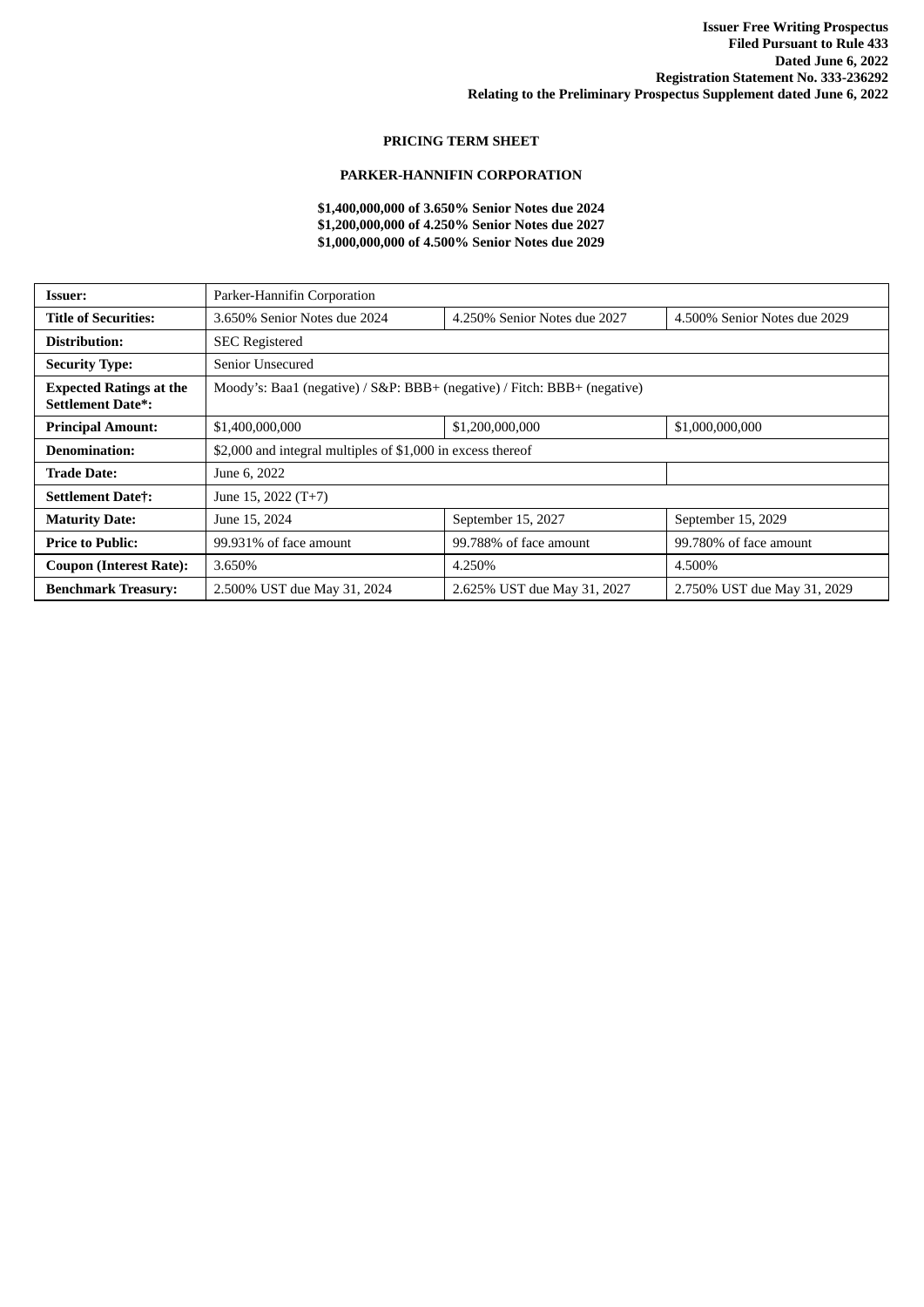**Issuer Free Writing Prospectus**
**Filed Pursuant to Rule 433**
**Dated June 6, 2022**
**Registration Statement No. 333-236292**
**Relating to the Preliminary Prospectus Supplement dated June 6, 2022**

## PRICING TERM SHEET

## PARKER-HANNIFIN CORPORATION

**$1,400,000,000 of 3.650% Senior Notes due 2024**
**$1,200,000,000 of 4.250% Senior Notes due 2027**
**$1,000,000,000 of 4.500% Senior Notes due 2029**

| | | | |
|---|---|---|---|
| **Issuer:** | Parker-Hannifin Corporation | | |
| **Title of Securities:** | 3.650% Senior Notes due 2024 | 4.250% Senior Notes due 2027 | 4.500% Senior Notes due 2029 |
| **Distribution:** | SEC Registered | | |
| **Security Type:** | Senior Unsecured | | |
| **Expected Ratings at the Settlement Date*:** | Moody's: Baa1 (negative) / S&P: BBB+ (negative) / Fitch: BBB+ (negative) | | |
| **Principal Amount:** | $1,400,000,000 | $1,200,000,000 | $1,000,000,000 |
| **Denomination:** | $2,000 and integral multiples of $1,000 in excess thereof | | |
| **Trade Date:** | June 6, 2022 | | |
| **Settlement Date†:** | June 15, 2022 (T+7) | | |
| **Maturity Date:** | June 15, 2024 | September 15, 2027 | September 15, 2029 |
| **Price to Public:** | 99.931% of face amount | 99.788% of face amount | 99.780% of face amount |
| **Coupon (Interest Rate):** | 3.650% | 4.250% | 4.500% |
| **Benchmark Treasury:** | 2.500% UST due May 31, 2024 | 2.625% UST due May 31, 2027 | 2.750% UST due May 31, 2029 |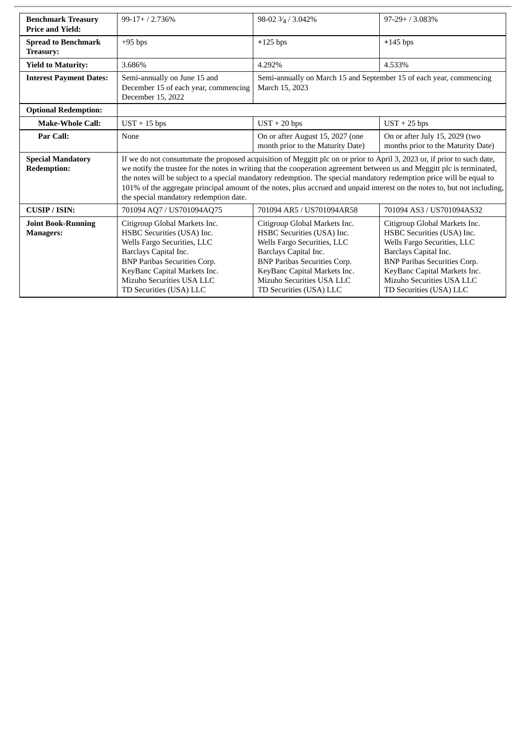| | | | |
|---|---|---|---|
| **Benchmark Treasury Price and Yield:** | 99-17+ / 2.736% | 98-02 ¾ / 3.042% | 97-29+ / 3.083% |
| **Spread to Benchmark Treasury:** | +95 bps | +125 bps | +145 bps |
| **Yield to Maturity:** | 3.686% | 4.292% | 4.533% |
| **Interest Payment Dates:** | Semi-annually on June 15 and December 15 of each year, commencing December 15, 2022 | Semi-annually on March 15 and September 15 of each year, commencing March 15, 2023 | |
| **Optional Redemption:** | | | |
| **Make-Whole Call:** | UST + 15 bps | UST + 20 bps | UST + 25 bps |
| **Par Call:** | None | On or after August 15, 2027 (one month prior to the Maturity Date) | On or after July 15, 2029 (two months prior to the Maturity Date) |
| **Special Mandatory Redemption:** | If we do not consummate the proposed acquisition of Meggitt plc on or prior to April 3, 2023 or, if prior to such date, we notify the trustee for the notes in writing that the cooperation agreement between us and Meggitt plc is terminated, the notes will be subject to a special mandatory redemption. The special mandatory redemption price will be equal to 101% of the aggregate principal amount of the notes, plus accrued and unpaid interest on the notes to, but not including, the special mandatory redemption date. | | |
| **CUSIP / ISIN:** | 701094 AQ7 / US701094AQ75 | 701094 AR5 / US701094AR58 | 701094 AS3 / US701094AS32 |
| **Joint Book-Running Managers:** | Citigroup Global Markets Inc.<br>HSBC Securities (USA) Inc.<br>Wells Fargo Securities, LLC<br>Barclays Capital Inc.<br>BNP Paribas Securities Corp.<br>KeyBanc Capital Markets Inc.<br>Mizuho Securities USA LLC<br>TD Securities (USA) LLC | Citigroup Global Markets Inc.<br>HSBC Securities (USA) Inc.<br>Wells Fargo Securities, LLC<br>Barclays Capital Inc.<br>BNP Paribas Securities Corp.<br>KeyBanc Capital Markets Inc.<br>Mizuho Securities USA LLC<br>TD Securities (USA) LLC | Citigroup Global Markets Inc.<br>HSBC Securities (USA) Inc.<br>Wells Fargo Securities, LLC<br>Barclays Capital Inc.<br>BNP Paribas Securities Corp.<br>KeyBanc Capital Markets Inc.<br>Mizuho Securities USA LLC<br>TD Securities (USA) LLC |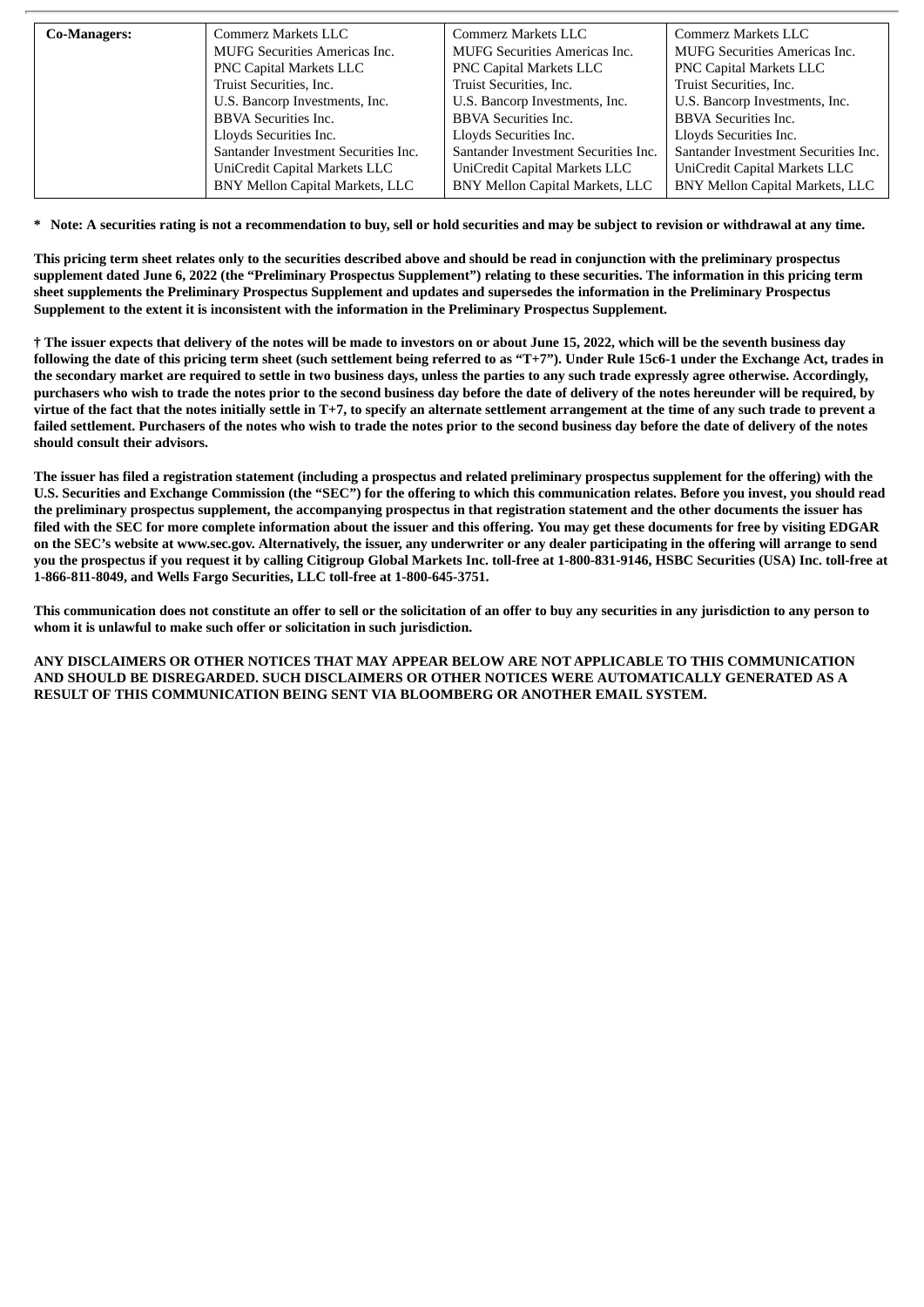| | | | |
|---|---|---|---|
| **Co-Managers:** | Commerz Markets LLC<br>MUFG Securities Americas Inc.<br>PNC Capital Markets LLC<br>Truist Securities, Inc.<br>U.S. Bancorp Investments, Inc.<br>BBVA Securities Inc.<br>Lloyds Securities Inc.<br>Santander Investment Securities Inc.<br>UniCredit Capital Markets LLC<br>BNY Mellon Capital Markets, LLC | Commerz Markets LLC<br>MUFG Securities Americas Inc.<br>PNC Capital Markets LLC<br>Truist Securities, Inc.<br>U.S. Bancorp Investments, Inc.<br>BBVA Securities Inc.<br>Lloyds Securities Inc.<br>Santander Investment Securities Inc.<br>UniCredit Capital Markets LLC<br>BNY Mellon Capital Markets, LLC | Commerz Markets LLC<br>MUFG Securities Americas Inc.<br>PNC Capital Markets LLC<br>Truist Securities, Inc.<br>U.S. Bancorp Investments, Inc.<br>BBVA Securities Inc.<br>Lloyds Securities Inc.<br>Santander Investment Securities Inc.<br>UniCredit Capital Markets LLC<br>BNY Mellon Capital Markets, LLC |

**\* Note: A securities rating is not a recommendation to buy, sell or hold securities and may be subject to revision or withdrawal at any time.**

**This pricing term sheet relates only to the securities described above and should be read in conjunction with the preliminary prospectus supplement dated June 6, 2022 (the "Preliminary Prospectus Supplement") relating to these securities. The information in this pricing term sheet supplements the Preliminary Prospectus Supplement and updates and supersedes the information in the Preliminary Prospectus Supplement to the extent it is inconsistent with the information in the Preliminary Prospectus Supplement.**

**† The issuer expects that delivery of the notes will be made to investors on or about June 15, 2022, which will be the seventh business day following the date of this pricing term sheet (such settlement being referred to as "T+7"). Under Rule 15c6-1 under the Exchange Act, trades in the secondary market are required to settle in two business days, unless the parties to any such trade expressly agree otherwise. Accordingly, purchasers who wish to trade the notes prior to the second business day before the date of delivery of the notes hereunder will be required, by virtue of the fact that the notes initially settle in T+7, to specify an alternate settlement arrangement at the time of any such trade to prevent a failed settlement. Purchasers of the notes who wish to trade the notes prior to the second business day before the date of delivery of the notes should consult their advisors.**

**The issuer has filed a registration statement (including a prospectus and related preliminary prospectus supplement for the offering) with the U.S. Securities and Exchange Commission (the "SEC") for the offering to which this communication relates. Before you invest, you should read the preliminary prospectus supplement, the accompanying prospectus in that registration statement and the other documents the issuer has filed with the SEC for more complete information about the issuer and this offering. You may get these documents for free by visiting EDGAR on the SEC's website at www.sec.gov. Alternatively, the issuer, any underwriter or any dealer participating in the offering will arrange to send you the prospectus if you request it by calling Citigroup Global Markets Inc. toll-free at 1-800-831-9146, HSBC Securities (USA) Inc. toll-free at 1-866-811-8049, and Wells Fargo Securities, LLC toll-free at 1-800-645-3751.**

**This communication does not constitute an offer to sell or the solicitation of an offer to buy any securities in any jurisdiction to any person to whom it is unlawful to make such offer or solicitation in such jurisdiction.**

**ANY DISCLAIMERS OR OTHER NOTICES THAT MAY APPEAR BELOW ARE NOT APPLICABLE TO THIS COMMUNICATION AND SHOULD BE DISREGARDED. SUCH DISCLAIMERS OR OTHER NOTICES WERE AUTOMATICALLY GENERATED AS A RESULT OF THIS COMMUNICATION BEING SENT VIA BLOOMBERG OR ANOTHER EMAIL SYSTEM.**